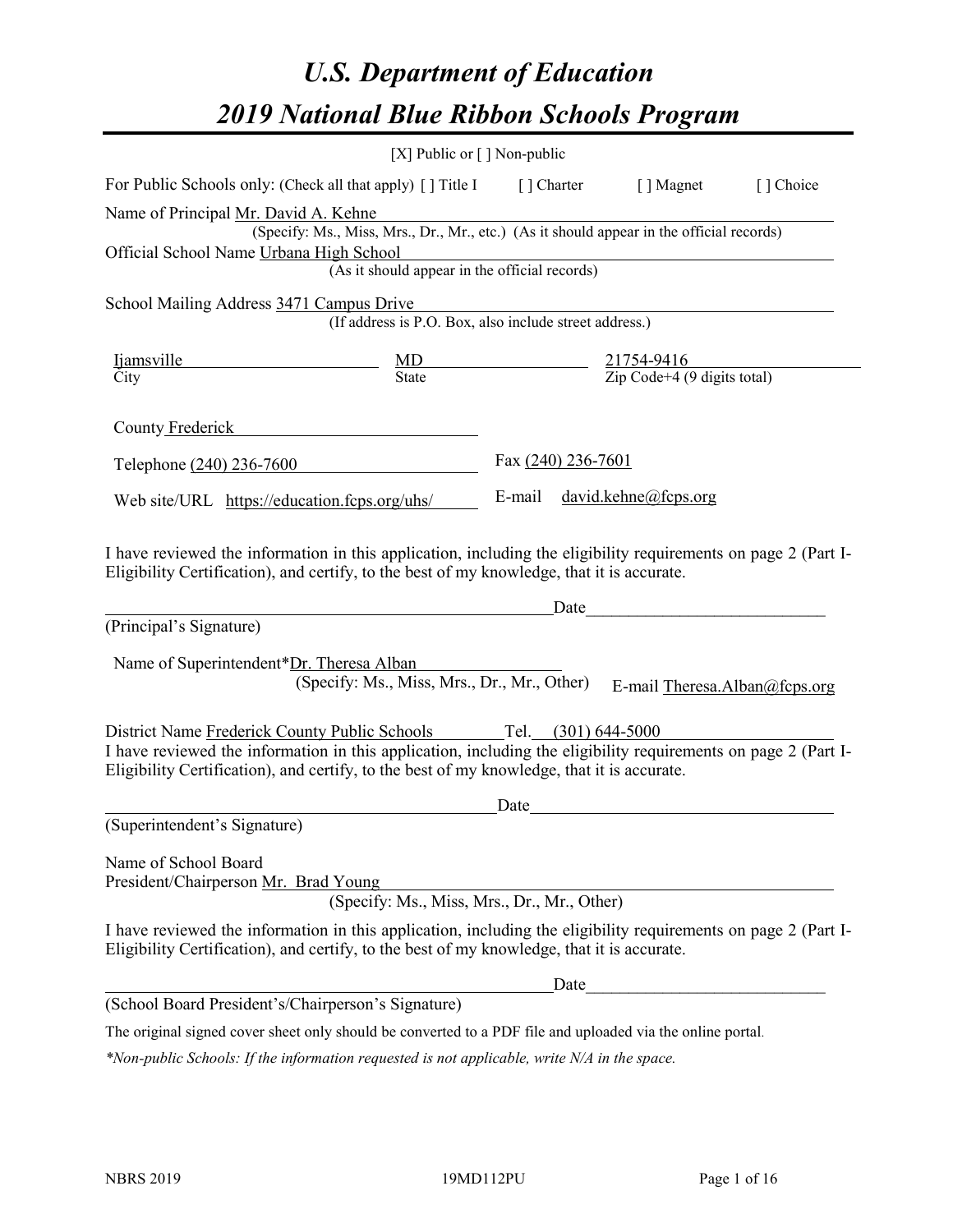# *U.S. Department of Education*
# *2019 National Blue Ribbon Schools Program*

[X] Public or [ ] Non-public

For Public Schools only: (Check all that apply) [ ] Title I [ ] Charter [ ] Magnet [ ] Choice

Name of Principal Mr. David A. Kehne
(Specify: Ms., Miss, Mrs., Dr., Mr., etc.) (As it should appear in the official records)

Official School Name Urbana High School
(As it should appear in the official records)

School Mailing Address 3471 Campus Drive
(If address is P.O. Box, also include street address.)

| Ijamsville | MD | 21754-9416 |
|---|---|---|
| City | State | Zip Code+4 (9 digits total) |

County Frederick

Telephone (240) 236-7600 Fax (240) 236-7601

Web site/URL https://education.fcps.org/uhs/ E-mail david.kehne@fcps.org

I have reviewed the information in this application, including the eligibility requirements on page 2 (Part I-Eligibility Certification), and certify, to the best of my knowledge, that it is accurate.

_______________________________________ Date_______________________
(Principal's Signature)

Name of Superintendent*Dr. Theresa Alban
(Specify: Ms., Miss, Mrs., Dr., Mr., Other) E-mail Theresa.Alban@fcps.org

District Name Frederick County Public Schools Tel. (301) 644-5000

I have reviewed the information in this application, including the eligibility requirements on page 2 (Part I-Eligibility Certification), and certify, to the best of my knowledge, that it is accurate.

_______________________________________ Date_______________________
(Superintendent's Signature)

Name of School Board
President/Chairperson Mr. Brad Young
(Specify: Ms., Miss, Mrs., Dr., Mr., Other)

I have reviewed the information in this application, including the eligibility requirements on page 2 (Part I-Eligibility Certification), and certify, to the best of my knowledge, that it is accurate.

_______________________________________ Date_______________________
(School Board President's/Chairperson's Signature)

The original signed cover sheet only should be converted to a PDF file and uploaded via the online portal.

*\*Non-public Schools: If the information requested is not applicable, write N/A in the space.*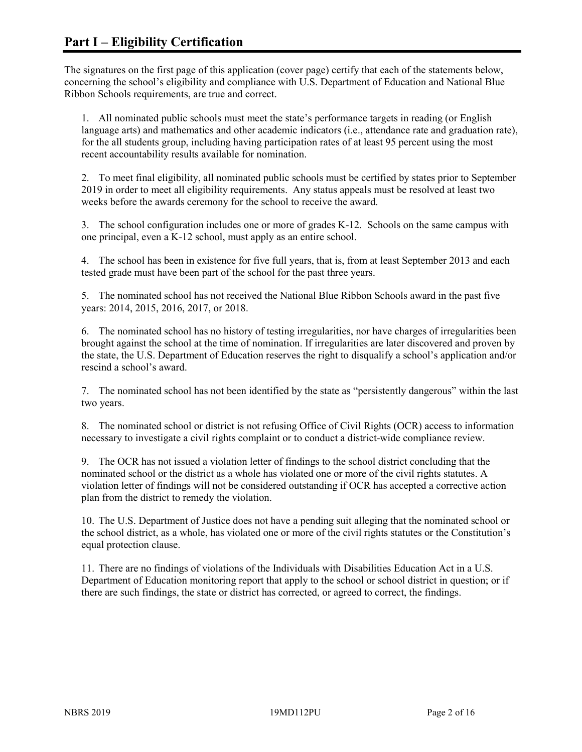# Part I – Eligibility Certification

The signatures on the first page of this application (cover page) certify that each of the statements below, concerning the school's eligibility and compliance with U.S. Department of Education and National Blue Ribbon Schools requirements, are true and correct.

1. All nominated public schools must meet the state's performance targets in reading (or English language arts) and mathematics and other academic indicators (i.e., attendance rate and graduation rate), for the all students group, including having participation rates of at least 95 percent using the most recent accountability results available for nomination.

2. To meet final eligibility, all nominated public schools must be certified by states prior to September 2019 in order to meet all eligibility requirements. Any status appeals must be resolved at least two weeks before the awards ceremony for the school to receive the award.

3. The school configuration includes one or more of grades K-12. Schools on the same campus with one principal, even a K-12 school, must apply as an entire school.

4. The school has been in existence for five full years, that is, from at least September 2013 and each tested grade must have been part of the school for the past three years.

5. The nominated school has not received the National Blue Ribbon Schools award in the past five years: 2014, 2015, 2016, 2017, or 2018.

6. The nominated school has no history of testing irregularities, nor have charges of irregularities been brought against the school at the time of nomination. If irregularities are later discovered and proven by the state, the U.S. Department of Education reserves the right to disqualify a school's application and/or rescind a school's award.

7. The nominated school has not been identified by the state as "persistently dangerous" within the last two years.

8. The nominated school or district is not refusing Office of Civil Rights (OCR) access to information necessary to investigate a civil rights complaint or to conduct a district-wide compliance review.

9. The OCR has not issued a violation letter of findings to the school district concluding that the nominated school or the district as a whole has violated one or more of the civil rights statutes. A violation letter of findings will not be considered outstanding if OCR has accepted a corrective action plan from the district to remedy the violation.

10. The U.S. Department of Justice does not have a pending suit alleging that the nominated school or the school district, as a whole, has violated one or more of the civil rights statutes or the Constitution's equal protection clause.

11. There are no findings of violations of the Individuals with Disabilities Education Act in a U.S. Department of Education monitoring report that apply to the school or school district in question; or if there are such findings, the state or district has corrected, or agreed to correct, the findings.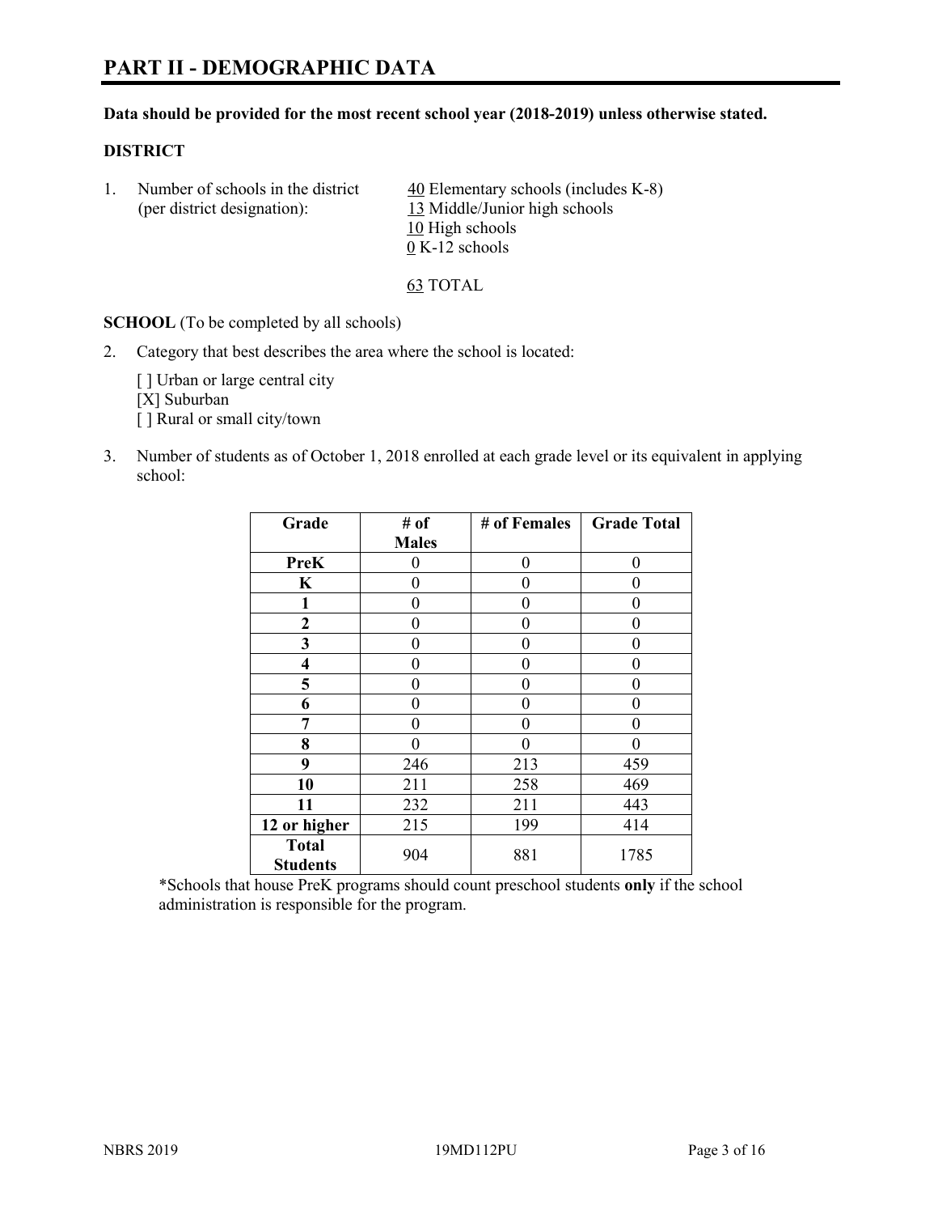# PART II - DEMOGRAPHIC DATA

**Data should be provided for the most recent school year (2018-2019) unless otherwise stated.**

**DISTRICT**

1. Number of schools in the district (per district designation):
   40 Elementary schools (includes K-8)
   13 Middle/Junior high schools
   10 High schools
   0 K-12 schools

   63 TOTAL

**SCHOOL** (To be completed by all schools)

2. Category that best describes the area where the school is located:

   [ ] Urban or large central city
   [X] Suburban
   [ ] Rural or small city/town

3. Number of students as of October 1, 2018 enrolled at each grade level or its equivalent in applying school:

| Grade | # of Males | # of Females | Grade Total |
|---|---|---|---|
| **PreK** | 0 | 0 | 0 |
| **K** | 0 | 0 | 0 |
| **1** | 0 | 0 | 0 |
| **2** | 0 | 0 | 0 |
| **3** | 0 | 0 | 0 |
| **4** | 0 | 0 | 0 |
| **5** | 0 | 0 | 0 |
| **6** | 0 | 0 | 0 |
| **7** | 0 | 0 | 0 |
| **8** | 0 | 0 | 0 |
| **9** | 246 | 213 | 459 |
| **10** | 211 | 258 | 469 |
| **11** | 232 | 211 | 443 |
| **12 or higher** | 215 | 199 | 414 |
| **Total Students** | 904 | 881 | 1785 |

*Schools that house PreK programs should count preschool students **only** if the school administration is responsible for the program.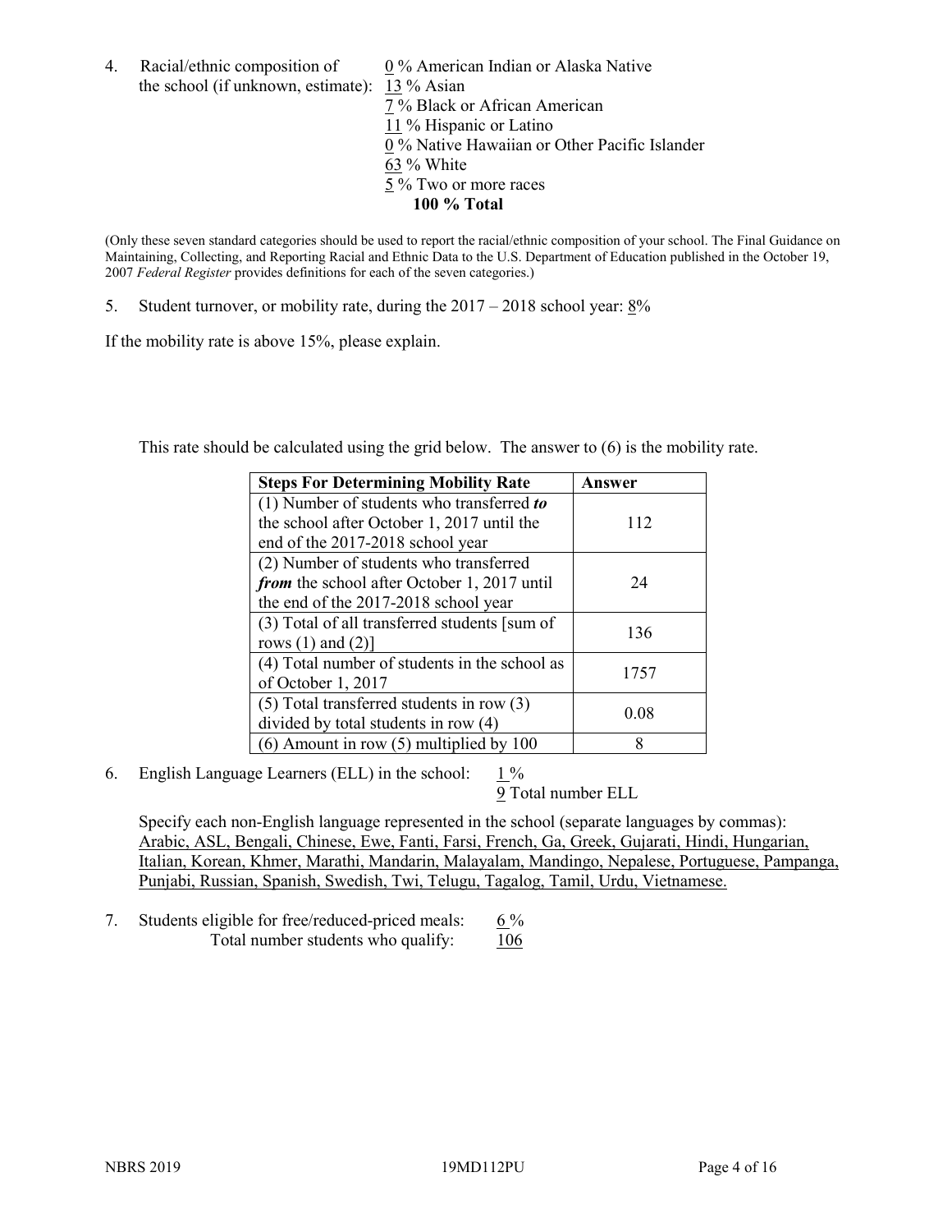4. Racial/ethnic composition of the school (if unknown, estimate):
   - 0 % American Indian or Alaska Native
   - 13 % Asian
   - 7 % Black or African American
   - 11 % Hispanic or Latino
   - 0 % Native Hawaiian or Other Pacific Islander
   - 63 % White
   - 5 % Two or more races
   - **100 % Total**

(Only these seven standard categories should be used to report the racial/ethnic composition of your school. The Final Guidance on Maintaining, Collecting, and Reporting Racial and Ethnic Data to the U.S. Department of Education published in the October 19, 2007 *Federal Register* provides definitions for each of the seven categories.)

5. Student turnover, or mobility rate, during the 2017 – 2018 school year: 8%

If the mobility rate is above 15%, please explain.

This rate should be calculated using the grid below. The answer to (6) is the mobility rate.

| **Steps For Determining Mobility Rate** | **Answer** |
|---|---|
| (1) Number of students who transferred ***to*** the school after October 1, 2017 until the end of the 2017-2018 school year | 112 |
| (2) Number of students who transferred ***from*** the school after October 1, 2017 until the end of the 2017-2018 school year | 24 |
| (3) Total of all transferred students [sum of rows (1) and (2)] | 136 |
| (4) Total number of students in the school as of October 1, 2017 | 1757 |
| (5) Total transferred students in row (3) divided by total students in row (4) | 0.08 |
| (6) Amount in row (5) multiplied by 100 | 8 |

6. English Language Learners (ELL) in the school: 1 %
   9 Total number ELL

   Specify each non-English language represented in the school (separate languages by commas): Arabic, ASL, Bengali, Chinese, Ewe, Fanti, Farsi, French, Ga, Greek, Gujarati, Hindi, Hungarian, Italian, Korean, Khmer, Marathi, Mandarin, Malayalam, Mandingo, Nepalese, Portuguese, Pampanga, Punjabi, Russian, Spanish, Swedish, Twi, Telugu, Tagalog, Tamil, Urdu, Vietnamese.

7. Students eligible for free/reduced-priced meals: 6 %
   Total number students who qualify: 106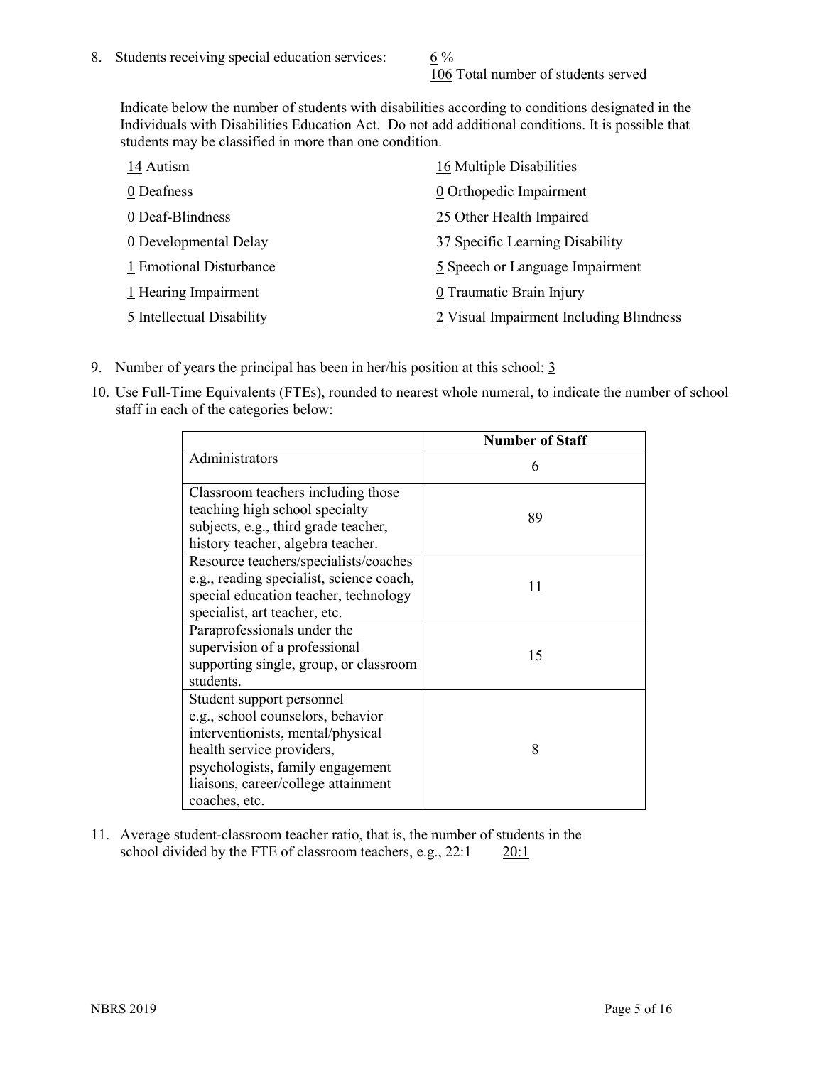8. Students receiving special education services: 6 %
   106 Total number of students served

   Indicate below the number of students with disabilities according to conditions designated in the Individuals with Disabilities Education Act. Do not add additional conditions. It is possible that students may be classified in more than one condition.

   14 Autism
   0 Deafness
   0 Deaf-Blindness
   0 Developmental Delay
   1 Emotional Disturbance
   1 Hearing Impairment
   5 Intellectual Disability
   16 Multiple Disabilities
   0 Orthopedic Impairment
   25 Other Health Impaired
   37 Specific Learning Disability
   5 Speech or Language Impairment
   0 Traumatic Brain Injury
   2 Visual Impairment Including Blindness

9. Number of years the principal has been in her/his position at this school: 3

10. Use Full-Time Equivalents (FTEs), rounded to nearest whole numeral, to indicate the number of school staff in each of the categories below:

| | Number of Staff |
|---|---|
| Administrators | 6 |
| Classroom teachers including those teaching high school specialty subjects, e.g., third grade teacher, history teacher, algebra teacher. | 89 |
| Resource teachers/specialists/coaches e.g., reading specialist, science coach, special education teacher, technology specialist, art teacher, etc. | 11 |
| Paraprofessionals under the supervision of a professional supporting single, group, or classroom students. | 15 |
| Student support personnel e.g., school counselors, behavior interventionists, mental/physical health service providers, psychologists, family engagement liaisons, career/college attainment coaches, etc. | 8 |

11. Average student-classroom teacher ratio, that is, the number of students in the school divided by the FTE of classroom teachers, e.g., 22:1 20:1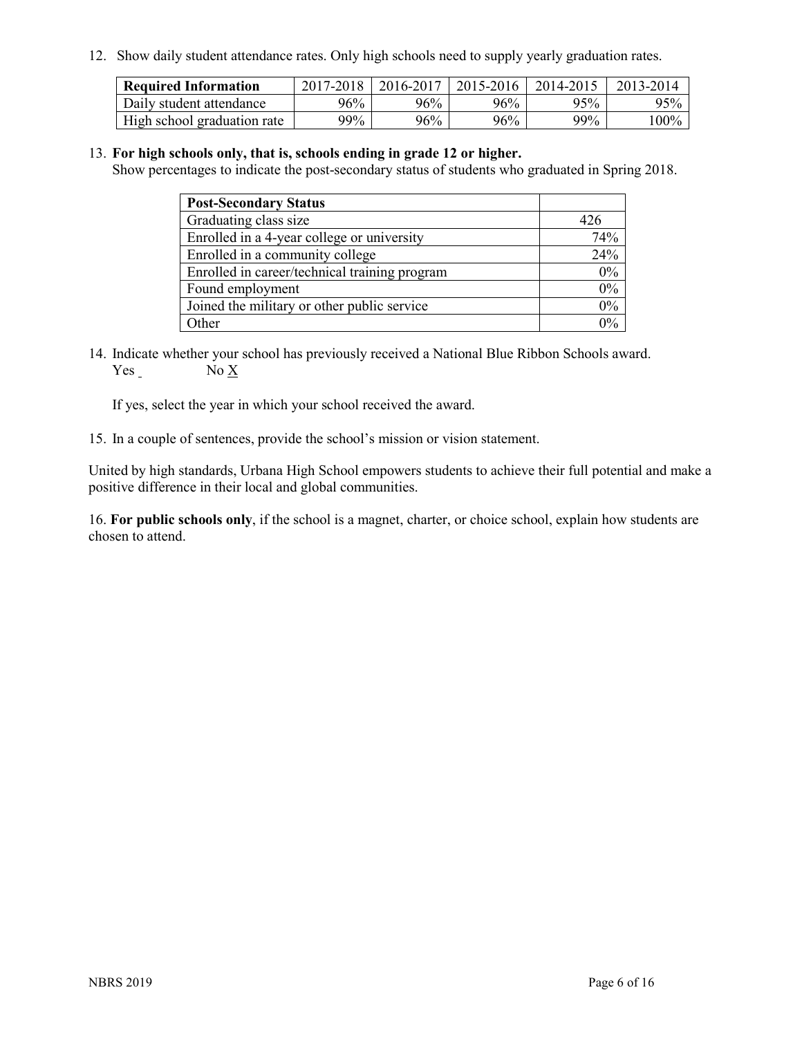12. Show daily student attendance rates. Only high schools need to supply yearly graduation rates.

| **Required Information** | 2017-2018 | 2016-2017 | 2015-2016 | 2014-2015 | 2013-2014 |
|---|---|---|---|---|---|
| Daily student attendance | 96% | 96% | 96% | 95% | 95% |
| High school graduation rate | 99% | 96% | 96% | 99% | 100% |

13. **For high schools only, that is, schools ending in grade 12 or higher.**
Show percentages to indicate the post-secondary status of students who graduated in Spring 2018.

| **Post-Secondary Status** | |
|---|---|
| Graduating class size | 426 |
| Enrolled in a 4-year college or university | 74% |
| Enrolled in a community college | 24% |
| Enrolled in career/technical training program | 0% |
| Found employment | 0% |
| Joined the military or other public service | 0% |
| Other | 0% |

14. Indicate whether your school has previously received a National Blue Ribbon Schools award.
Yes No X

If yes, select the year in which your school received the award.

15. In a couple of sentences, provide the school's mission or vision statement.

United by high standards, Urbana High School empowers students to achieve their full potential and make a positive difference in their local and global communities.

16. **For public schools only**, if the school is a magnet, charter, or choice school, explain how students are chosen to attend.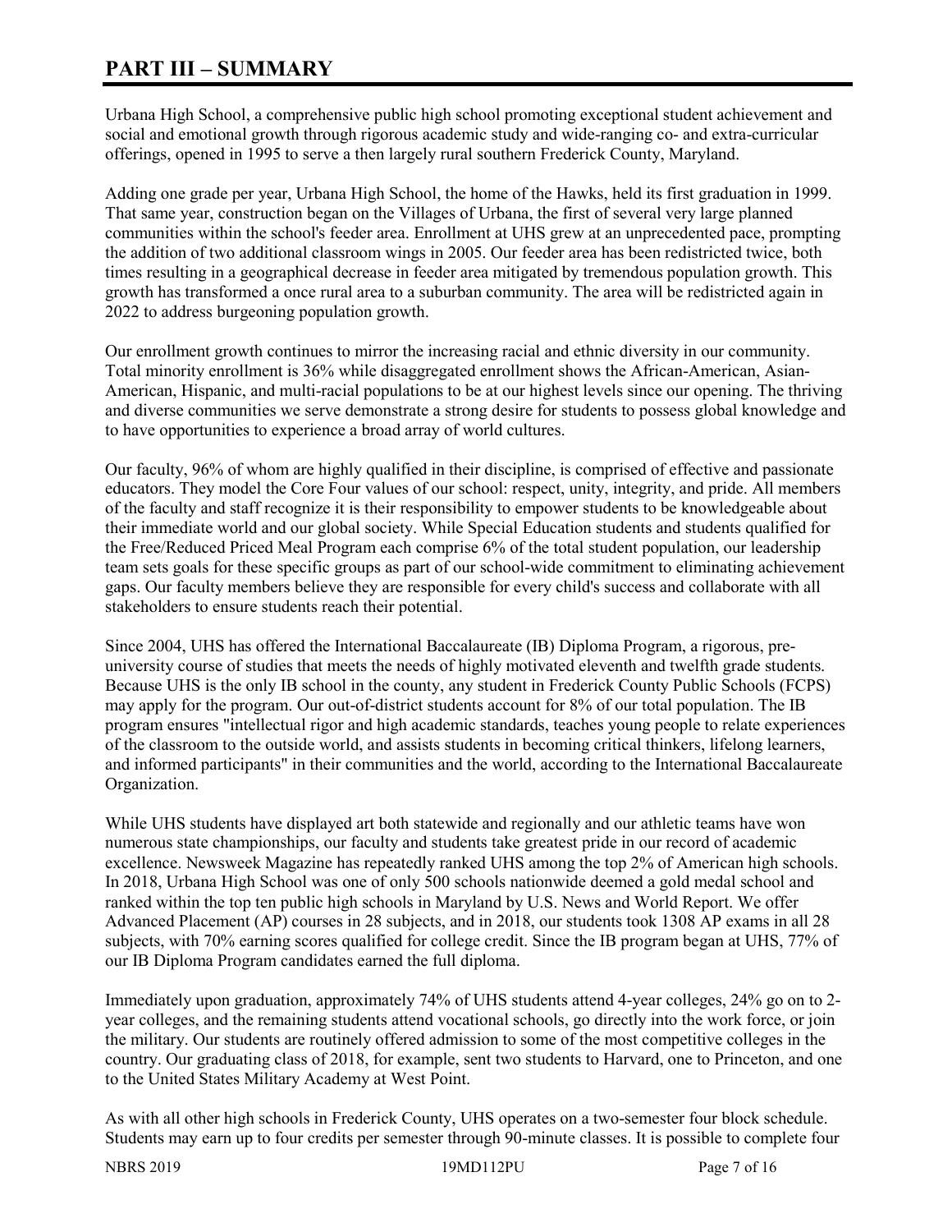# PART III – SUMMARY

Urbana High School, a comprehensive public high school promoting exceptional student achievement and social and emotional growth through rigorous academic study and wide-ranging co- and extra-curricular offerings, opened in 1995 to serve a then largely rural southern Frederick County, Maryland.

Adding one grade per year, Urbana High School, the home of the Hawks, held its first graduation in 1999. That same year, construction began on the Villages of Urbana, the first of several very large planned communities within the school's feeder area. Enrollment at UHS grew at an unprecedented pace, prompting the addition of two additional classroom wings in 2005. Our feeder area has been redistricted twice, both times resulting in a geographical decrease in feeder area mitigated by tremendous population growth. This growth has transformed a once rural area to a suburban community. The area will be redistricted again in 2022 to address burgeoning population growth.

Our enrollment growth continues to mirror the increasing racial and ethnic diversity in our community. Total minority enrollment is 36% while disaggregated enrollment shows the African-American, Asian-American, Hispanic, and multi-racial populations to be at our highest levels since our opening. The thriving and diverse communities we serve demonstrate a strong desire for students to possess global knowledge and to have opportunities to experience a broad array of world cultures.

Our faculty, 96% of whom are highly qualified in their discipline, is comprised of effective and passionate educators. They model the Core Four values of our school: respect, unity, integrity, and pride. All members of the faculty and staff recognize it is their responsibility to empower students to be knowledgeable about their immediate world and our global society. While Special Education students and students qualified for the Free/Reduced Priced Meal Program each comprise 6% of the total student population, our leadership team sets goals for these specific groups as part of our school-wide commitment to eliminating achievement gaps. Our faculty members believe they are responsible for every child's success and collaborate with all stakeholders to ensure students reach their potential.

Since 2004, UHS has offered the International Baccalaureate (IB) Diploma Program, a rigorous, pre-university course of studies that meets the needs of highly motivated eleventh and twelfth grade students. Because UHS is the only IB school in the county, any student in Frederick County Public Schools (FCPS) may apply for the program. Our out-of-district students account for 8% of our total population. The IB program ensures "intellectual rigor and high academic standards, teaches young people to relate experiences of the classroom to the outside world, and assists students in becoming critical thinkers, lifelong learners, and informed participants" in their communities and the world, according to the International Baccalaureate Organization.

While UHS students have displayed art both statewide and regionally and our athletic teams have won numerous state championships, our faculty and students take greatest pride in our record of academic excellence. Newsweek Magazine has repeatedly ranked UHS among the top 2% of American high schools. In 2018, Urbana High School was one of only 500 schools nationwide deemed a gold medal school and ranked within the top ten public high schools in Maryland by U.S. News and World Report. We offer Advanced Placement (AP) courses in 28 subjects, and in 2018, our students took 1308 AP exams in all 28 subjects, with 70% earning scores qualified for college credit. Since the IB program began at UHS, 77% of our IB Diploma Program candidates earned the full diploma.

Immediately upon graduation, approximately 74% of UHS students attend 4-year colleges, 24% go on to 2-year colleges, and the remaining students attend vocational schools, go directly into the work force, or join the military. Our students are routinely offered admission to some of the most competitive colleges in the country. Our graduating class of 2018, for example, sent two students to Harvard, one to Princeton, and one to the United States Military Academy at West Point.

As with all other high schools in Frederick County, UHS operates on a two-semester four block schedule. Students may earn up to four credits per semester through 90-minute classes. It is possible to complete four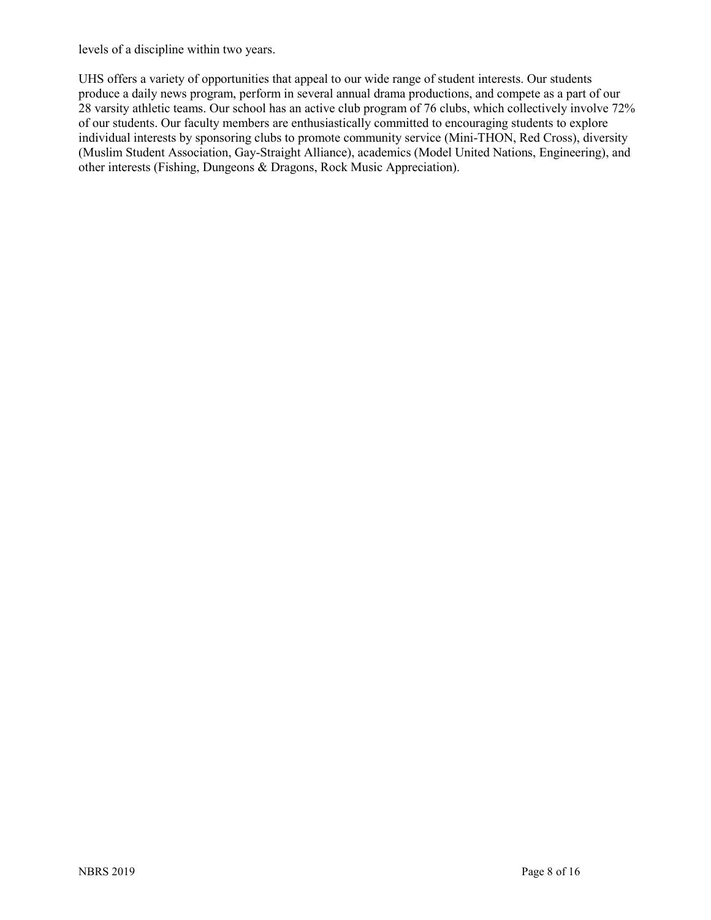levels of a discipline within two years.

UHS offers a variety of opportunities that appeal to our wide range of student interests. Our students produce a daily news program, perform in several annual drama productions, and compete as a part of our 28 varsity athletic teams. Our school has an active club program of 76 clubs, which collectively involve 72% of our students. Our faculty members are enthusiastically committed to encouraging students to explore individual interests by sponsoring clubs to promote community service (Mini-THON, Red Cross), diversity (Muslim Student Association, Gay-Straight Alliance), academics (Model United Nations, Engineering), and other interests (Fishing, Dungeons & Dragons, Rock Music Appreciation).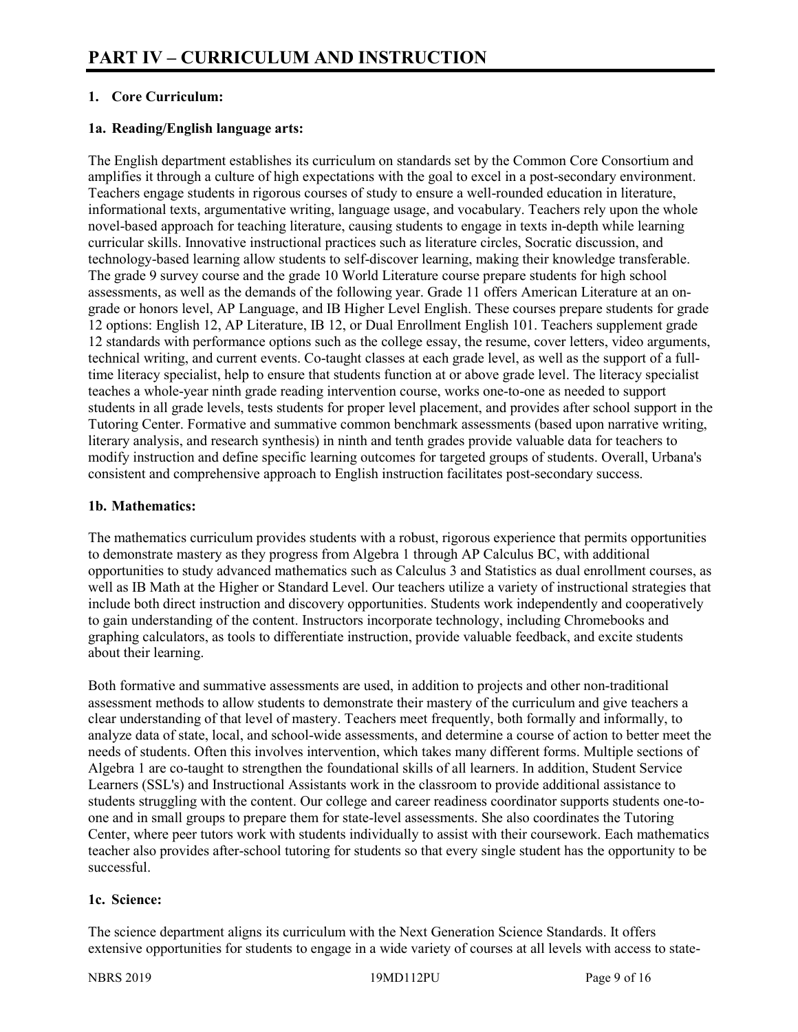# PART IV – CURRICULUM AND INSTRUCTION

## 1. Core Curriculum:

### 1a. Reading/English language arts:

The English department establishes its curriculum on standards set by the Common Core Consortium and amplifies it through a culture of high expectations with the goal to excel in a post-secondary environment. Teachers engage students in rigorous courses of study to ensure a well-rounded education in literature, informational texts, argumentative writing, language usage, and vocabulary. Teachers rely upon the whole novel-based approach for teaching literature, causing students to engage in texts in-depth while learning curricular skills. Innovative instructional practices such as literature circles, Socratic discussion, and technology-based learning allow students to self-discover learning, making their knowledge transferable. The grade 9 survey course and the grade 10 World Literature course prepare students for high school assessments, as well as the demands of the following year. Grade 11 offers American Literature at an on-grade or honors level, AP Language, and IB Higher Level English. These courses prepare students for grade 12 options: English 12, AP Literature, IB 12, or Dual Enrollment English 101. Teachers supplement grade 12 standards with performance options such as the college essay, the resume, cover letters, video arguments, technical writing, and current events. Co-taught classes at each grade level, as well as the support of a full-time literacy specialist, help to ensure that students function at or above grade level. The literacy specialist teaches a whole-year ninth grade reading intervention course, works one-to-one as needed to support students in all grade levels, tests students for proper level placement, and provides after school support in the Tutoring Center. Formative and summative common benchmark assessments (based upon narrative writing, literary analysis, and research synthesis) in ninth and tenth grades provide valuable data for teachers to modify instruction and define specific learning outcomes for targeted groups of students. Overall, Urbana's consistent and comprehensive approach to English instruction facilitates post-secondary success.

### 1b. Mathematics:

The mathematics curriculum provides students with a robust, rigorous experience that permits opportunities to demonstrate mastery as they progress from Algebra 1 through AP Calculus BC, with additional opportunities to study advanced mathematics such as Calculus 3 and Statistics as dual enrollment courses, as well as IB Math at the Higher or Standard Level. Our teachers utilize a variety of instructional strategies that include both direct instruction and discovery opportunities. Students work independently and cooperatively to gain understanding of the content. Instructors incorporate technology, including Chromebooks and graphing calculators, as tools to differentiate instruction, provide valuable feedback, and excite students about their learning.

Both formative and summative assessments are used, in addition to projects and other non-traditional assessment methods to allow students to demonstrate their mastery of the curriculum and give teachers a clear understanding of that level of mastery. Teachers meet frequently, both formally and informally, to analyze data of state, local, and school-wide assessments, and determine a course of action to better meet the needs of students. Often this involves intervention, which takes many different forms. Multiple sections of Algebra 1 are co-taught to strengthen the foundational skills of all learners. In addition, Student Service Learners (SSL's) and Instructional Assistants work in the classroom to provide additional assistance to students struggling with the content. Our college and career readiness coordinator supports students one-to-one and in small groups to prepare them for state-level assessments. She also coordinates the Tutoring Center, where peer tutors work with students individually to assist with their coursework. Each mathematics teacher also provides after-school tutoring for students so that every single student has the opportunity to be successful.

### 1c. Science:

The science department aligns its curriculum with the Next Generation Science Standards. It offers extensive opportunities for students to engage in a wide variety of courses at all levels with access to state-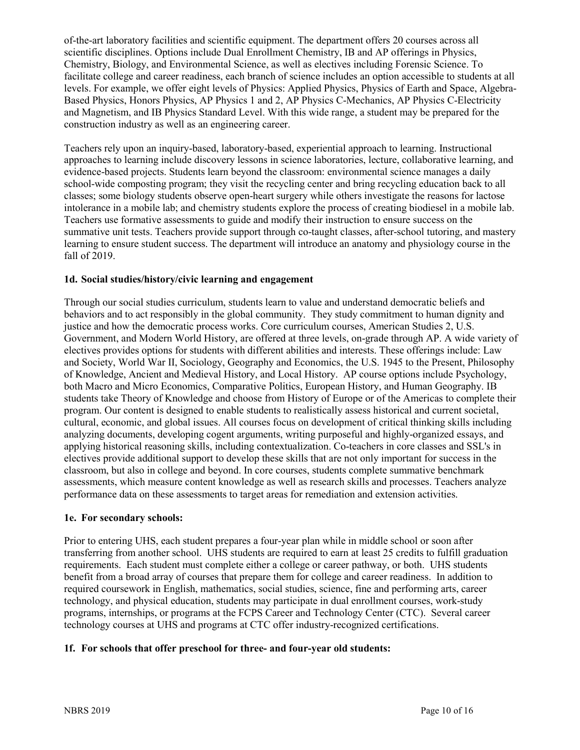of-the-art laboratory facilities and scientific equipment. The department offers 20 courses across all scientific disciplines. Options include Dual Enrollment Chemistry, IB and AP offerings in Physics, Chemistry, Biology, and Environmental Science, as well as electives including Forensic Science. To facilitate college and career readiness, each branch of science includes an option accessible to students at all levels. For example, we offer eight levels of Physics: Applied Physics, Physics of Earth and Space, Algebra-Based Physics, Honors Physics, AP Physics 1 and 2, AP Physics C-Mechanics, AP Physics C-Electricity and Magnetism, and IB Physics Standard Level. With this wide range, a student may be prepared for the construction industry as well as an engineering career.

Teachers rely upon an inquiry-based, laboratory-based, experiential approach to learning. Instructional approaches to learning include discovery lessons in science laboratories, lecture, collaborative learning, and evidence-based projects. Students learn beyond the classroom: environmental science manages a daily school-wide composting program; they visit the recycling center and bring recycling education back to all classes; some biology students observe open-heart surgery while others investigate the reasons for lactose intolerance in a mobile lab; and chemistry students explore the process of creating biodiesel in a mobile lab. Teachers use formative assessments to guide and modify their instruction to ensure success on the summative unit tests. Teachers provide support through co-taught classes, after-school tutoring, and mastery learning to ensure student success. The department will introduce an anatomy and physiology course in the fall of 2019.

### 1d. Social studies/history/civic learning and engagement

Through our social studies curriculum, students learn to value and understand democratic beliefs and behaviors and to act responsibly in the global community. They study commitment to human dignity and justice and how the democratic process works. Core curriculum courses, American Studies 2, U.S. Government, and Modern World History, are offered at three levels, on-grade through AP. A wide variety of electives provides options for students with different abilities and interests. These offerings include: Law and Society, World War II, Sociology, Geography and Economics, the U.S. 1945 to the Present, Philosophy of Knowledge, Ancient and Medieval History, and Local History. AP course options include Psychology, both Macro and Micro Economics, Comparative Politics, European History, and Human Geography. IB students take Theory of Knowledge and choose from History of Europe or of the Americas to complete their program. Our content is designed to enable students to realistically assess historical and current societal, cultural, economic, and global issues. All courses focus on development of critical thinking skills including analyzing documents, developing cogent arguments, writing purposeful and highly-organized essays, and applying historical reasoning skills, including contextualization. Co-teachers in core classes and SSL's in electives provide additional support to develop these skills that are not only important for success in the classroom, but also in college and beyond. In core courses, students complete summative benchmark assessments, which measure content knowledge as well as research skills and processes. Teachers analyze performance data on these assessments to target areas for remediation and extension activities.

### 1e. For secondary schools:

Prior to entering UHS, each student prepares a four-year plan while in middle school or soon after transferring from another school. UHS students are required to earn at least 25 credits to fulfill graduation requirements. Each student must complete either a college or career pathway, or both. UHS students benefit from a broad array of courses that prepare them for college and career readiness. In addition to required coursework in English, mathematics, social studies, science, fine and performing arts, career technology, and physical education, students may participate in dual enrollment courses, work-study programs, internships, or programs at the FCPS Career and Technology Center (CTC). Several career technology courses at UHS and programs at CTC offer industry-recognized certifications.

### 1f. For schools that offer preschool for three- and four-year old students: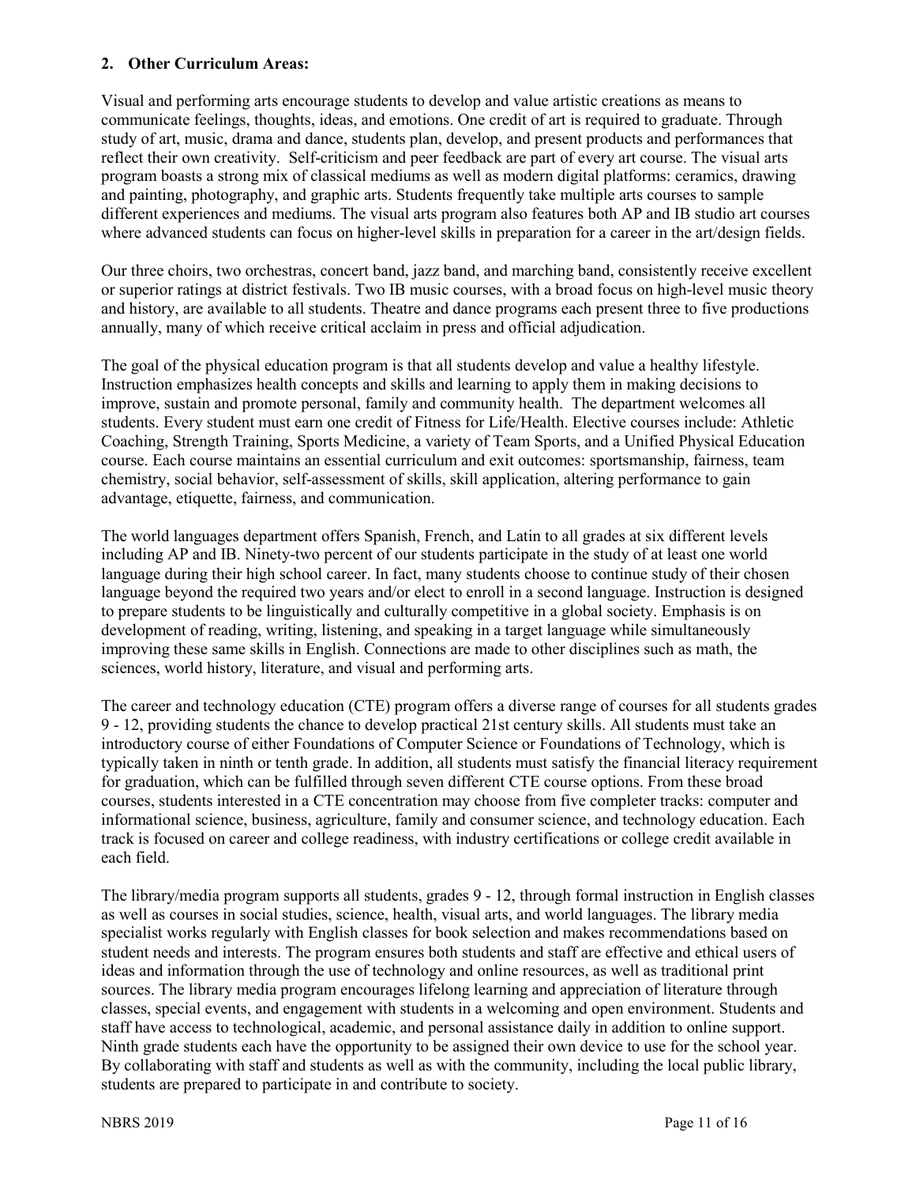**2. Other Curriculum Areas:**

Visual and performing arts encourage students to develop and value artistic creations as means to communicate feelings, thoughts, ideas, and emotions. One credit of art is required to graduate. Through study of art, music, drama and dance, students plan, develop, and present products and performances that reflect their own creativity. Self-criticism and peer feedback are part of every art course. The visual arts program boasts a strong mix of classical mediums as well as modern digital platforms: ceramics, drawing and painting, photography, and graphic arts. Students frequently take multiple arts courses to sample different experiences and mediums. The visual arts program also features both AP and IB studio art courses where advanced students can focus on higher-level skills in preparation for a career in the art/design fields.

Our three choirs, two orchestras, concert band, jazz band, and marching band, consistently receive excellent or superior ratings at district festivals. Two IB music courses, with a broad focus on high-level music theory and history, are available to all students. Theatre and dance programs each present three to five productions annually, many of which receive critical acclaim in press and official adjudication.

The goal of the physical education program is that all students develop and value a healthy lifestyle. Instruction emphasizes health concepts and skills and learning to apply them in making decisions to improve, sustain and promote personal, family and community health. The department welcomes all students. Every student must earn one credit of Fitness for Life/Health. Elective courses include: Athletic Coaching, Strength Training, Sports Medicine, a variety of Team Sports, and a Unified Physical Education course. Each course maintains an essential curriculum and exit outcomes: sportsmanship, fairness, team chemistry, social behavior, self-assessment of skills, skill application, altering performance to gain advantage, etiquette, fairness, and communication.

The world languages department offers Spanish, French, and Latin to all grades at six different levels including AP and IB. Ninety-two percent of our students participate in the study of at least one world language during their high school career. In fact, many students choose to continue study of their chosen language beyond the required two years and/or elect to enroll in a second language. Instruction is designed to prepare students to be linguistically and culturally competitive in a global society. Emphasis is on development of reading, writing, listening, and speaking in a target language while simultaneously improving these same skills in English. Connections are made to other disciplines such as math, the sciences, world history, literature, and visual and performing arts.

The career and technology education (CTE) program offers a diverse range of courses for all students grades 9 - 12, providing students the chance to develop practical 21st century skills. All students must take an introductory course of either Foundations of Computer Science or Foundations of Technology, which is typically taken in ninth or tenth grade. In addition, all students must satisfy the financial literacy requirement for graduation, which can be fulfilled through seven different CTE course options. From these broad courses, students interested in a CTE concentration may choose from five completer tracks: computer and informational science, business, agriculture, family and consumer science, and technology education. Each track is focused on career and college readiness, with industry certifications or college credit available in each field.

The library/media program supports all students, grades 9 - 12, through formal instruction in English classes as well as courses in social studies, science, health, visual arts, and world languages. The library media specialist works regularly with English classes for book selection and makes recommendations based on student needs and interests. The program ensures both students and staff are effective and ethical users of ideas and information through the use of technology and online resources, as well as traditional print sources. The library media program encourages lifelong learning and appreciation of literature through classes, special events, and engagement with students in a welcoming and open environment. Students and staff have access to technological, academic, and personal assistance daily in addition to online support. Ninth grade students each have the opportunity to be assigned their own device to use for the school year. By collaborating with staff and students as well as with the community, including the local public library, students are prepared to participate in and contribute to society.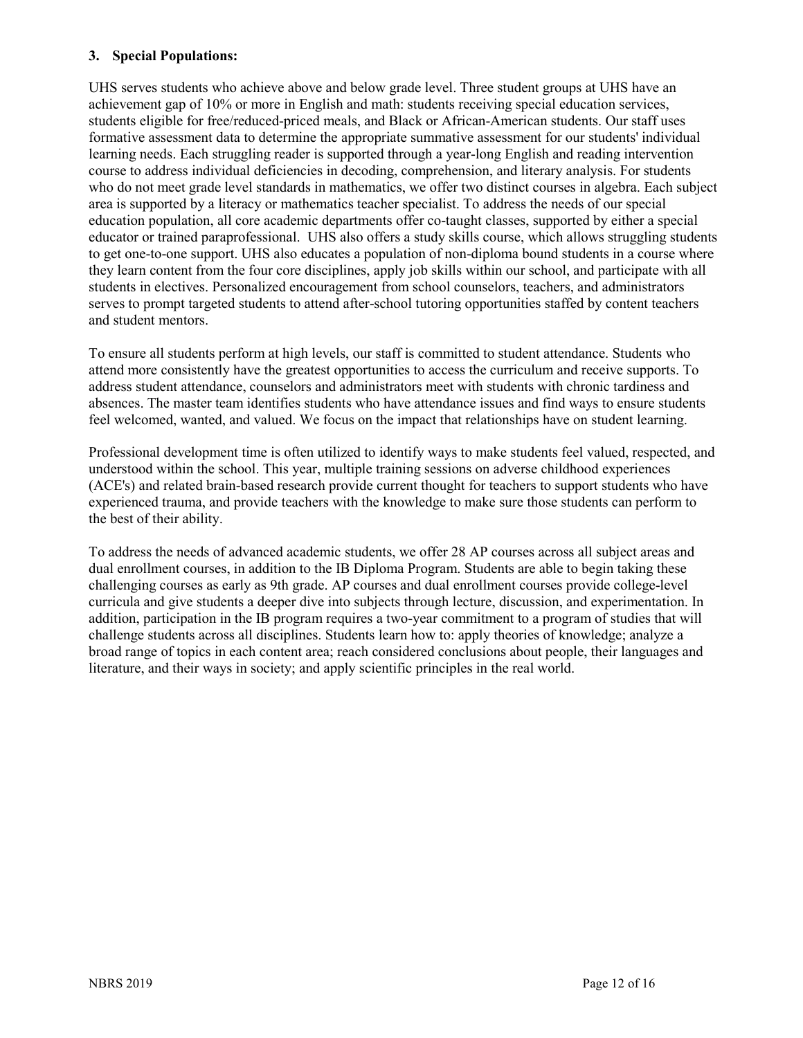### 3. Special Populations:

UHS serves students who achieve above and below grade level. Three student groups at UHS have an achievement gap of 10% or more in English and math: students receiving special education services, students eligible for free/reduced-priced meals, and Black or African-American students. Our staff uses formative assessment data to determine the appropriate summative assessment for our students' individual learning needs. Each struggling reader is supported through a year-long English and reading intervention course to address individual deficiencies in decoding, comprehension, and literary analysis. For students who do not meet grade level standards in mathematics, we offer two distinct courses in algebra. Each subject area is supported by a literacy or mathematics teacher specialist. To address the needs of our special education population, all core academic departments offer co-taught classes, supported by either a special educator or trained paraprofessional. UHS also offers a study skills course, which allows struggling students to get one-to-one support. UHS also educates a population of non-diploma bound students in a course where they learn content from the four core disciplines, apply job skills within our school, and participate with all students in electives. Personalized encouragement from school counselors, teachers, and administrators serves to prompt targeted students to attend after-school tutoring opportunities staffed by content teachers and student mentors.

To ensure all students perform at high levels, our staff is committed to student attendance. Students who attend more consistently have the greatest opportunities to access the curriculum and receive supports. To address student attendance, counselors and administrators meet with students with chronic tardiness and absences. The master team identifies students who have attendance issues and find ways to ensure students feel welcomed, wanted, and valued. We focus on the impact that relationships have on student learning.

Professional development time is often utilized to identify ways to make students feel valued, respected, and understood within the school. This year, multiple training sessions on adverse childhood experiences (ACE's) and related brain-based research provide current thought for teachers to support students who have experienced trauma, and provide teachers with the knowledge to make sure those students can perform to the best of their ability.

To address the needs of advanced academic students, we offer 28 AP courses across all subject areas and dual enrollment courses, in addition to the IB Diploma Program. Students are able to begin taking these challenging courses as early as 9th grade. AP courses and dual enrollment courses provide college-level curricula and give students a deeper dive into subjects through lecture, discussion, and experimentation. In addition, participation in the IB program requires a two-year commitment to a program of studies that will challenge students across all disciplines. Students learn how to: apply theories of knowledge; analyze a broad range of topics in each content area; reach considered conclusions about people, their languages and literature, and their ways in society; and apply scientific principles in the real world.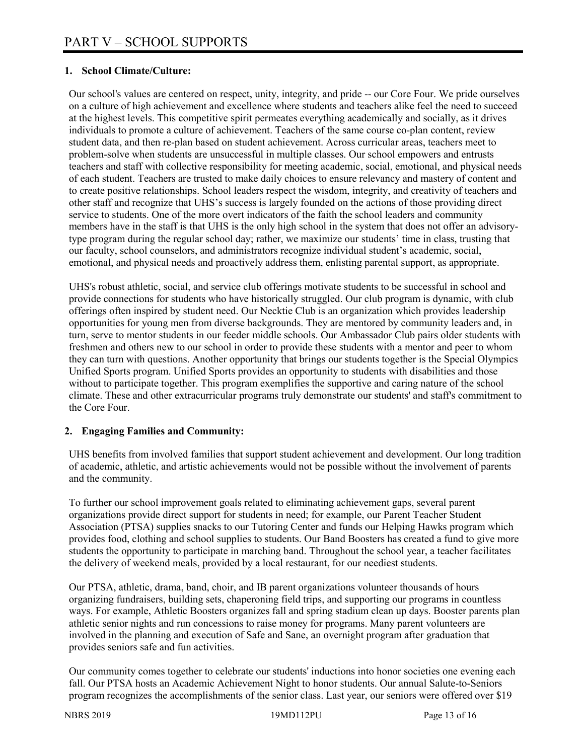# PART V – SCHOOL SUPPORTS

## 1. School Climate/Culture:

Our school's values are centered on respect, unity, integrity, and pride -- our Core Four. We pride ourselves on a culture of high achievement and excellence where students and teachers alike feel the need to succeed at the highest levels. This competitive spirit permeates everything academically and socially, as it drives individuals to promote a culture of achievement. Teachers of the same course co-plan content, review student data, and then re-plan based on student achievement. Across curricular areas, teachers meet to problem-solve when students are unsuccessful in multiple classes. Our school empowers and entrusts teachers and staff with collective responsibility for meeting academic, social, emotional, and physical needs of each student. Teachers are trusted to make daily choices to ensure relevancy and mastery of content and to create positive relationships. School leaders respect the wisdom, integrity, and creativity of teachers and other staff and recognize that UHS's success is largely founded on the actions of those providing direct service to students. One of the more overt indicators of the faith the school leaders and community members have in the staff is that UHS is the only high school in the system that does not offer an advisory-type program during the regular school day; rather, we maximize our students' time in class, trusting that our faculty, school counselors, and administrators recognize individual student's academic, social, emotional, and physical needs and proactively address them, enlisting parental support, as appropriate.

UHS's robust athletic, social, and service club offerings motivate students to be successful in school and provide connections for students who have historically struggled. Our club program is dynamic, with club offerings often inspired by student need. Our Necktie Club is an organization which provides leadership opportunities for young men from diverse backgrounds. They are mentored by community leaders and, in turn, serve to mentor students in our feeder middle schools. Our Ambassador Club pairs older students with freshmen and others new to our school in order to provide these students with a mentor and peer to whom they can turn with questions. Another opportunity that brings our students together is the Special Olympics Unified Sports program. Unified Sports provides an opportunity to students with disabilities and those without to participate together. This program exemplifies the supportive and caring nature of the school climate. These and other extracurricular programs truly demonstrate our students' and staff's commitment to the Core Four.

## 2. Engaging Families and Community:

UHS benefits from involved families that support student achievement and development. Our long tradition of academic, athletic, and artistic achievements would not be possible without the involvement of parents and the community.

To further our school improvement goals related to eliminating achievement gaps, several parent organizations provide direct support for students in need; for example, our Parent Teacher Student Association (PTSA) supplies snacks to our Tutoring Center and funds our Helping Hawks program which provides food, clothing and school supplies to students. Our Band Boosters has created a fund to give more students the opportunity to participate in marching band. Throughout the school year, a teacher facilitates the delivery of weekend meals, provided by a local restaurant, for our neediest students.

Our PTSA, athletic, drama, band, choir, and IB parent organizations volunteer thousands of hours organizing fundraisers, building sets, chaperoning field trips, and supporting our programs in countless ways. For example, Athletic Boosters organizes fall and spring stadium clean up days. Booster parents plan athletic senior nights and run concessions to raise money for programs. Many parent volunteers are involved in the planning and execution of Safe and Sane, an overnight program after graduation that provides seniors safe and fun activities.

Our community comes together to celebrate our students' inductions into honor societies one evening each fall. Our PTSA hosts an Academic Achievement Night to honor students. Our annual Salute-to-Seniors program recognizes the accomplishments of the senior class. Last year, our seniors were offered over $19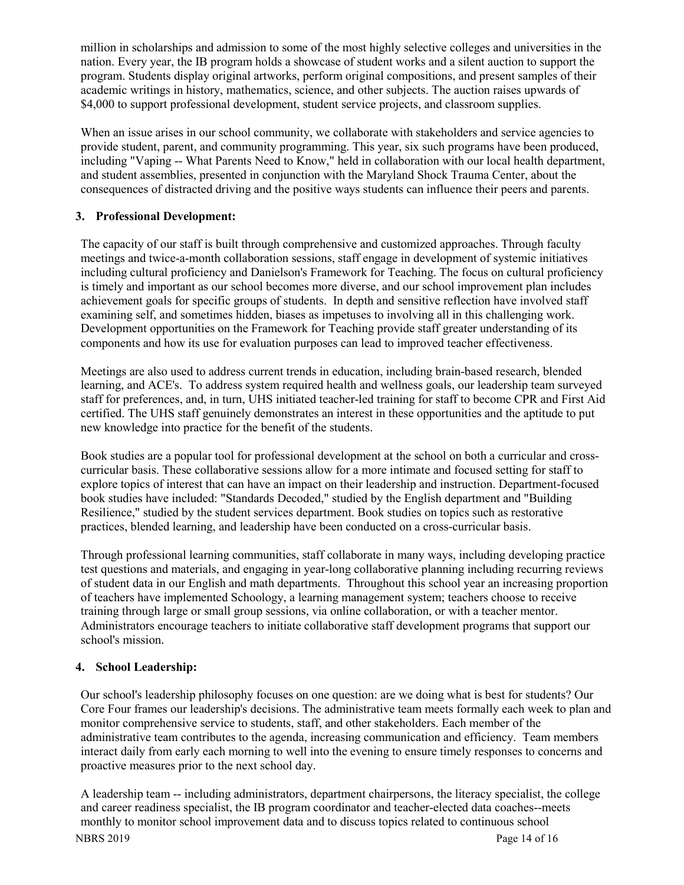million in scholarships and admission to some of the most highly selective colleges and universities in the nation. Every year, the IB program holds a showcase of student works and a silent auction to support the program. Students display original artworks, perform original compositions, and present samples of their academic writings in history, mathematics, science, and other subjects. The auction raises upwards of $4,000 to support professional development, student service projects, and classroom supplies.

When an issue arises in our school community, we collaborate with stakeholders and service agencies to provide student, parent, and community programming. This year, six such programs have been produced, including "Vaping -- What Parents Need to Know," held in collaboration with our local health department, and student assemblies, presented in conjunction with the Maryland Shock Trauma Center, about the consequences of distracted driving and the positive ways students can influence their peers and parents.

### 3. Professional Development:

The capacity of our staff is built through comprehensive and customized approaches. Through faculty meetings and twice-a-month collaboration sessions, staff engage in development of systemic initiatives including cultural proficiency and Danielson's Framework for Teaching. The focus on cultural proficiency is timely and important as our school becomes more diverse, and our school improvement plan includes achievement goals for specific groups of students. In depth and sensitive reflection have involved staff examining self, and sometimes hidden, biases as impetuses to involving all in this challenging work. Development opportunities on the Framework for Teaching provide staff greater understanding of its components and how its use for evaluation purposes can lead to improved teacher effectiveness.

Meetings are also used to address current trends in education, including brain-based research, blended learning, and ACE's. To address system required health and wellness goals, our leadership team surveyed staff for preferences, and, in turn, UHS initiated teacher-led training for staff to become CPR and First Aid certified. The UHS staff genuinely demonstrates an interest in these opportunities and the aptitude to put new knowledge into practice for the benefit of the students.

Book studies are a popular tool for professional development at the school on both a curricular and cross-curricular basis. These collaborative sessions allow for a more intimate and focused setting for staff to explore topics of interest that can have an impact on their leadership and instruction. Department-focused book studies have included: "Standards Decoded," studied by the English department and "Building Resilience," studied by the student services department. Book studies on topics such as restorative practices, blended learning, and leadership have been conducted on a cross-curricular basis.

Through professional learning communities, staff collaborate in many ways, including developing practice test questions and materials, and engaging in year-long collaborative planning including recurring reviews of student data in our English and math departments. Throughout this school year an increasing proportion of teachers have implemented Schoology, a learning management system; teachers choose to receive training through large or small group sessions, via online collaboration, or with a teacher mentor. Administrators encourage teachers to initiate collaborative staff development programs that support our school's mission.

### 4. School Leadership:

Our school's leadership philosophy focuses on one question: are we doing what is best for students? Our Core Four frames our leadership's decisions. The administrative team meets formally each week to plan and monitor comprehensive service to students, staff, and other stakeholders. Each member of the administrative team contributes to the agenda, increasing communication and efficiency. Team members interact daily from early each morning to well into the evening to ensure timely responses to concerns and proactive measures prior to the next school day.

A leadership team -- including administrators, department chairpersons, the literacy specialist, the college and career readiness specialist, the IB program coordinator and teacher-elected data coaches--meets monthly to monitor school improvement data and to discuss topics related to continuous school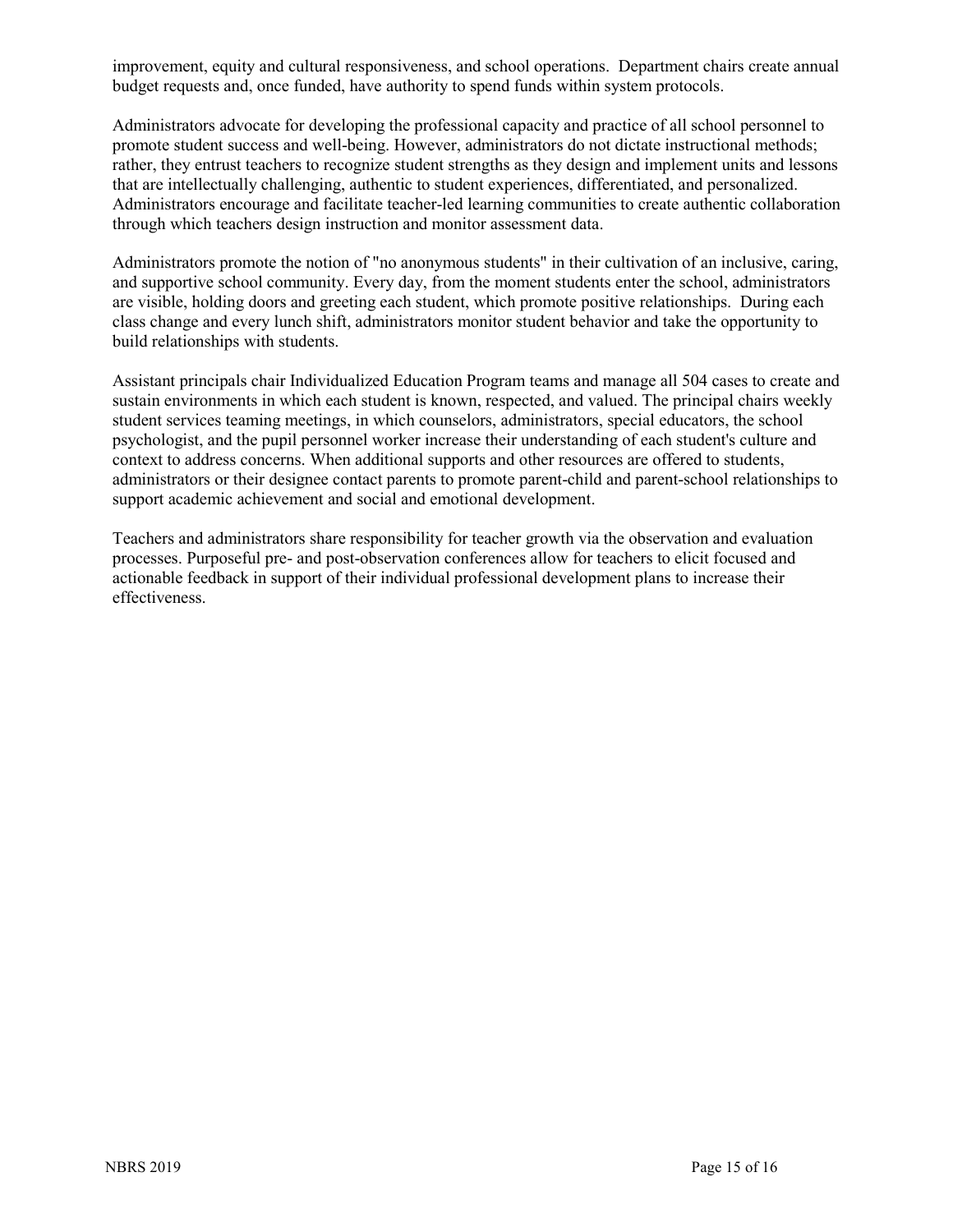improvement, equity and cultural responsiveness, and school operations. Department chairs create annual budget requests and, once funded, have authority to spend funds within system protocols.

Administrators advocate for developing the professional capacity and practice of all school personnel to promote student success and well-being. However, administrators do not dictate instructional methods; rather, they entrust teachers to recognize student strengths as they design and implement units and lessons that are intellectually challenging, authentic to student experiences, differentiated, and personalized. Administrators encourage and facilitate teacher-led learning communities to create authentic collaboration through which teachers design instruction and monitor assessment data.

Administrators promote the notion of "no anonymous students" in their cultivation of an inclusive, caring, and supportive school community. Every day, from the moment students enter the school, administrators are visible, holding doors and greeting each student, which promote positive relationships. During each class change and every lunch shift, administrators monitor student behavior and take the opportunity to build relationships with students.

Assistant principals chair Individualized Education Program teams and manage all 504 cases to create and sustain environments in which each student is known, respected, and valued. The principal chairs weekly student services teaming meetings, in which counselors, administrators, special educators, the school psychologist, and the pupil personnel worker increase their understanding of each student's culture and context to address concerns. When additional supports and other resources are offered to students, administrators or their designee contact parents to promote parent-child and parent-school relationships to support academic achievement and social and emotional development.

Teachers and administrators share responsibility for teacher growth via the observation and evaluation processes. Purposeful pre- and post-observation conferences allow for teachers to elicit focused and actionable feedback in support of their individual professional development plans to increase their effectiveness.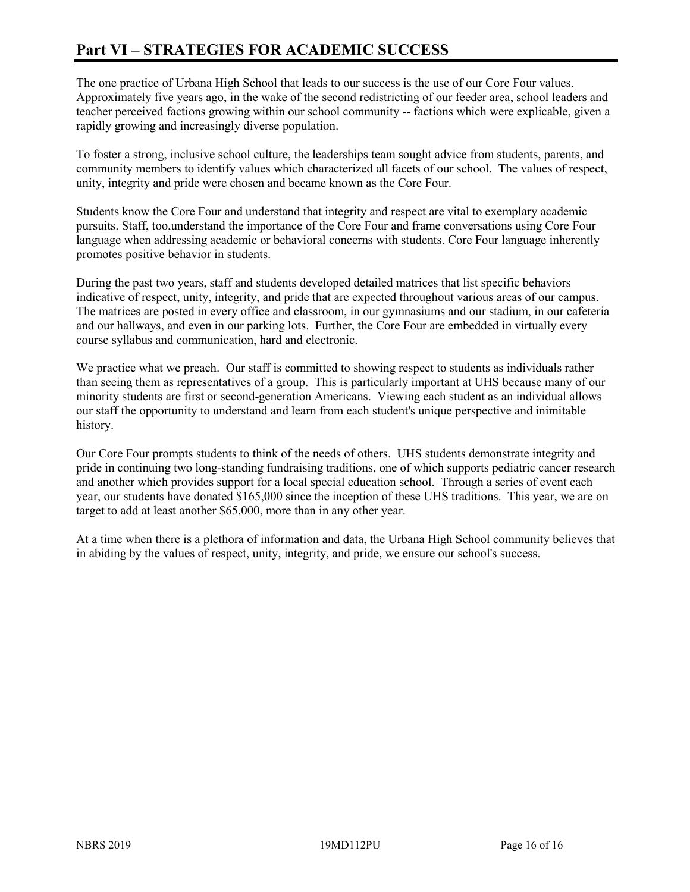## Part VI – STRATEGIES FOR ACADEMIC SUCCESS

The one practice of Urbana High School that leads to our success is the use of our Core Four values. Approximately five years ago, in the wake of the second redistricting of our feeder area, school leaders and teacher perceived factions growing within our school community -- factions which were explicable, given a rapidly growing and increasingly diverse population.

To foster a strong, inclusive school culture, the leaderships team sought advice from students, parents, and community members to identify values which characterized all facets of our school. The values of respect, unity, integrity and pride were chosen and became known as the Core Four.

Students know the Core Four and understand that integrity and respect are vital to exemplary academic pursuits. Staff, too,understand the importance of the Core Four and frame conversations using Core Four language when addressing academic or behavioral concerns with students. Core Four language inherently promotes positive behavior in students.

During the past two years, staff and students developed detailed matrices that list specific behaviors indicative of respect, unity, integrity, and pride that are expected throughout various areas of our campus. The matrices are posted in every office and classroom, in our gymnasiums and our stadium, in our cafeteria and our hallways, and even in our parking lots. Further, the Core Four are embedded in virtually every course syllabus and communication, hard and electronic.

We practice what we preach. Our staff is committed to showing respect to students as individuals rather than seeing them as representatives of a group. This is particularly important at UHS because many of our minority students are first or second-generation Americans. Viewing each student as an individual allows our staff the opportunity to understand and learn from each student's unique perspective and inimitable history.

Our Core Four prompts students to think of the needs of others. UHS students demonstrate integrity and pride in continuing two long-standing fundraising traditions, one of which supports pediatric cancer research and another which provides support for a local special education school. Through a series of event each year, our students have donated $165,000 since the inception of these UHS traditions. This year, we are on target to add at least another $65,000, more than in any other year.

At a time when there is a plethora of information and data, the Urbana High School community believes that in abiding by the values of respect, unity, integrity, and pride, we ensure our school's success.